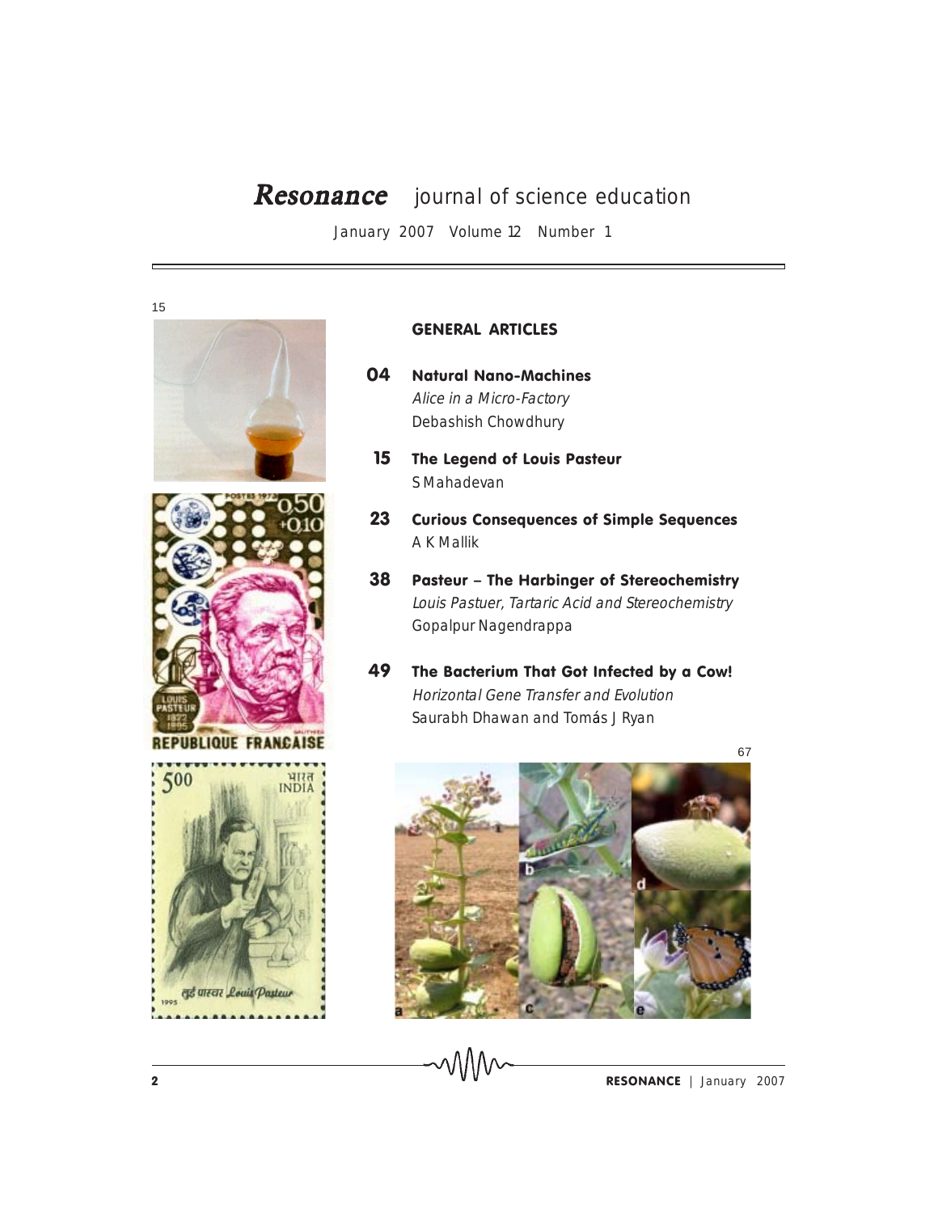# *Resonance* journal of science education

January 2007 Volume 12 Number 1

15

## GENERAL ARTICLES

**04 Natural Nano-Machines**
*Alice in a Micro-Factory*
Debashish Chowdhury

**15 The Legend of Louis Pasteur**
S Mahadevan

**23 Curious Consequences of Simple Sequences**
A K Mallik

**38 Pasteur – The Harbinger of Stereochemistry**
*Louis Pastuer, Tartaric Acid and Stereochemistry*
Gopalpur Nagendrappa

**49 The Bacterium That Got Infected by a Cow!**
*Horizontal Gene Transfer and Evolution*
Saurabh Dhawan and Tomás J Ryan

67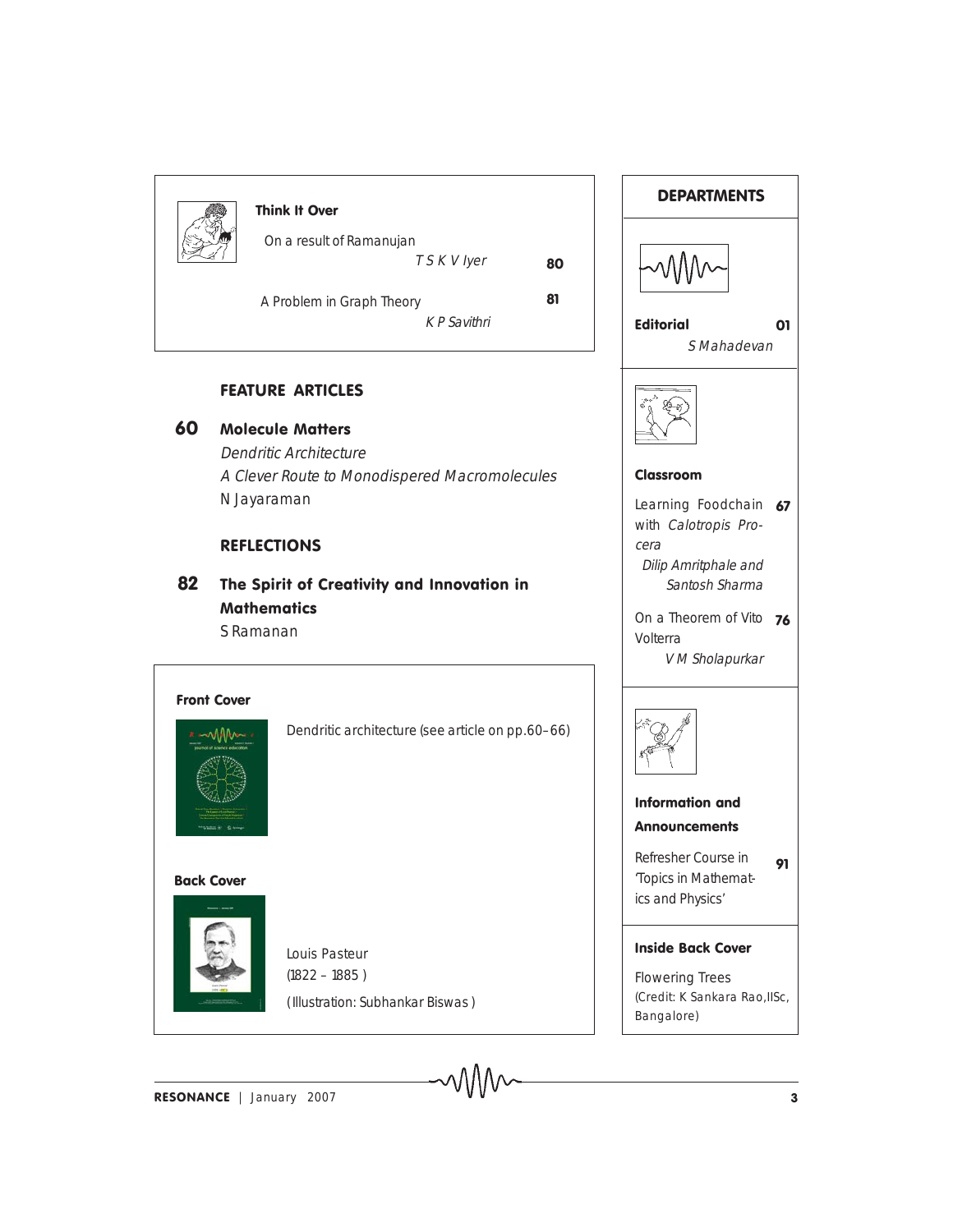## Think It Over

On a result of Ramanujan
*T S K V Iyer* 80

A Problem in Graph Theory 81
*K P Savithri*

## FEATURE ARTICLES

**60 Molecule Matters**
*Dendritic Architecture*
*A Clever Route to Monodispered Macromolecules*
N Jayaraman

## REFLECTIONS

**82 The Spirit of Creativity and Innovation in Mathematics**
S Ramanan

### Front Cover

Dendritic architecture (see article on pp.60–66)

### Back Cover

Louis Pasteur
(1822 – 1885 )
(Illustration: Subhankar Biswas )

## DEPARTMENTS

**Editorial** 01
*S Mahadevan*

### Classroom

Learning Foodchain with *Calotropis Procera* 67
*Dilip Amritphale and Santosh Sharma*

On a Theorem of Vito Volterra 76
*V M Sholapurkar*

### Information and Announcements

Refresher Course in 'Topics in Mathematics and Physics' 91

### Inside Back Cover

Flowering Trees
(Credit: K Sankara Rao, IISc, Bangalore)